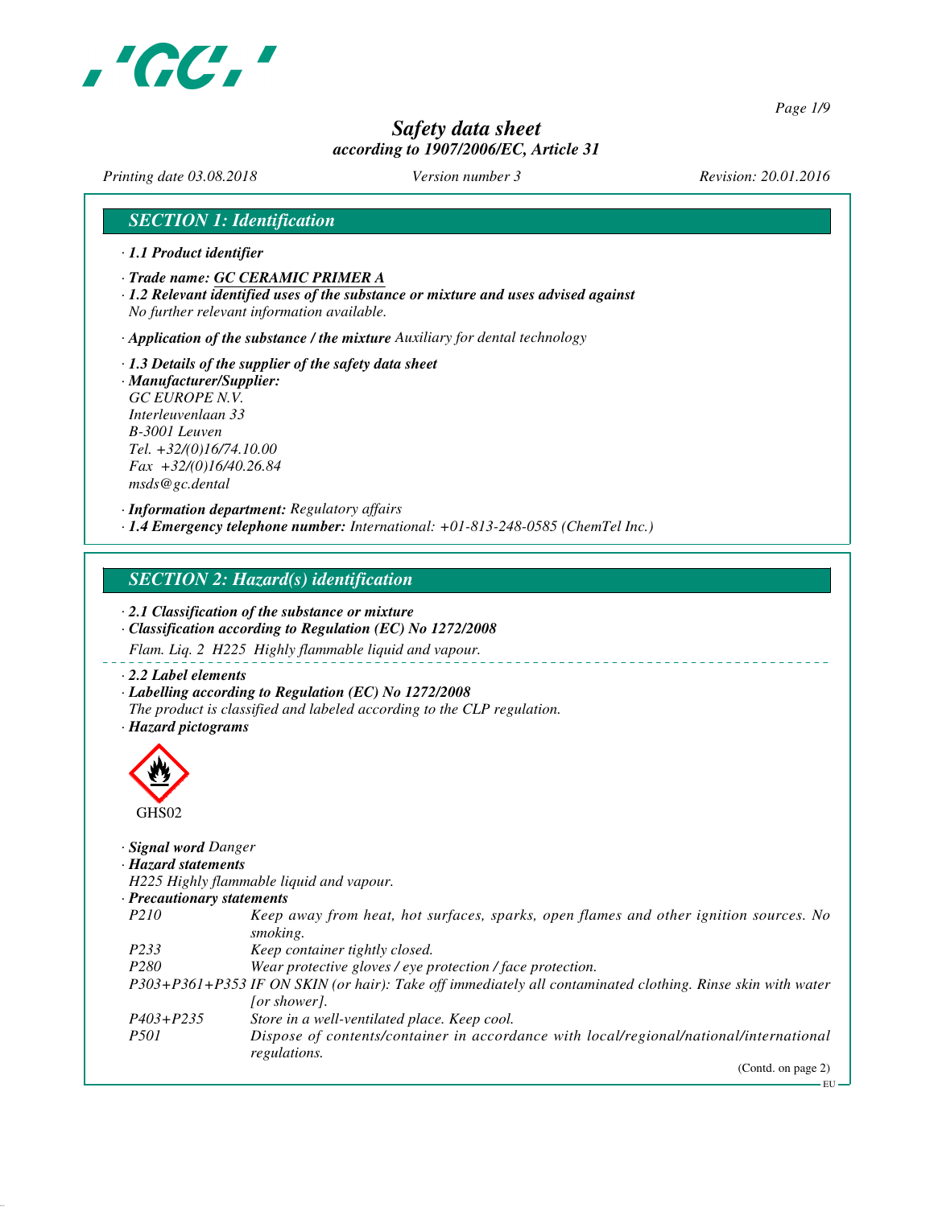# Safety data sheet

*according to 1907/2006/EC, Article 31*

*Printing date 03.08.2018* *Version number 3* *Revision: 20.01.2016*

## SECTION 1: Identification

· **1.1 Product identifier**

· **Trade name: GC CERAMIC PRIMER A**

· **1.2 Relevant identified uses of the substance or mixture and uses advised against**
No further relevant information available.

· **Application of the substance / the mixture** Auxiliary for dental technology

· **1.3 Details of the supplier of the safety data sheet**

· **Manufacturer/Supplier:**
GC EUROPE N.V.
Interleuvenlaan 33
B-3001 Leuven
Tel. +32/(0)16/74.10.00
Fax +32/(0)16/40.26.84
msds@gc.dental

· **Information department:** Regulatory affairs

· **1.4 Emergency telephone number:** International: +01-813-248-0585 (ChemTel Inc.)

## SECTION 2: Hazard(s) identification

· **2.1 Classification of the substance or mixture**

· **Classification according to Regulation (EC) No 1272/2008**
Flam. Liq. 2 H225 Highly flammable liquid and vapour.

· **2.2 Label elements**

· **Labelling according to Regulation (EC) No 1272/2008**
The product is classified and labeled according to the CLP regulation.

· **Hazard pictograms**

GHS02

· **Signal word** Danger

· **Hazard statements**
H225 Highly flammable liquid and vapour.

· **Precautionary statements**

| | |
|---|---|
| P210 | Keep away from heat, hot surfaces, sparks, open flames and other ignition sources. No smoking. |
| P233 | Keep container tightly closed. |
| P280 | Wear protective gloves / eye protection / face protection. |
| P303+P361+P353 | IF ON SKIN (or hair): Take off immediately all contaminated clothing. Rinse skin with water [or shower]. |
| P403+P235 | Store in a well-ventilated place. Keep cool. |
| P501 | Dispose of contents/container in accordance with local/regional/national/international regulations. |

(Contd. on page 2)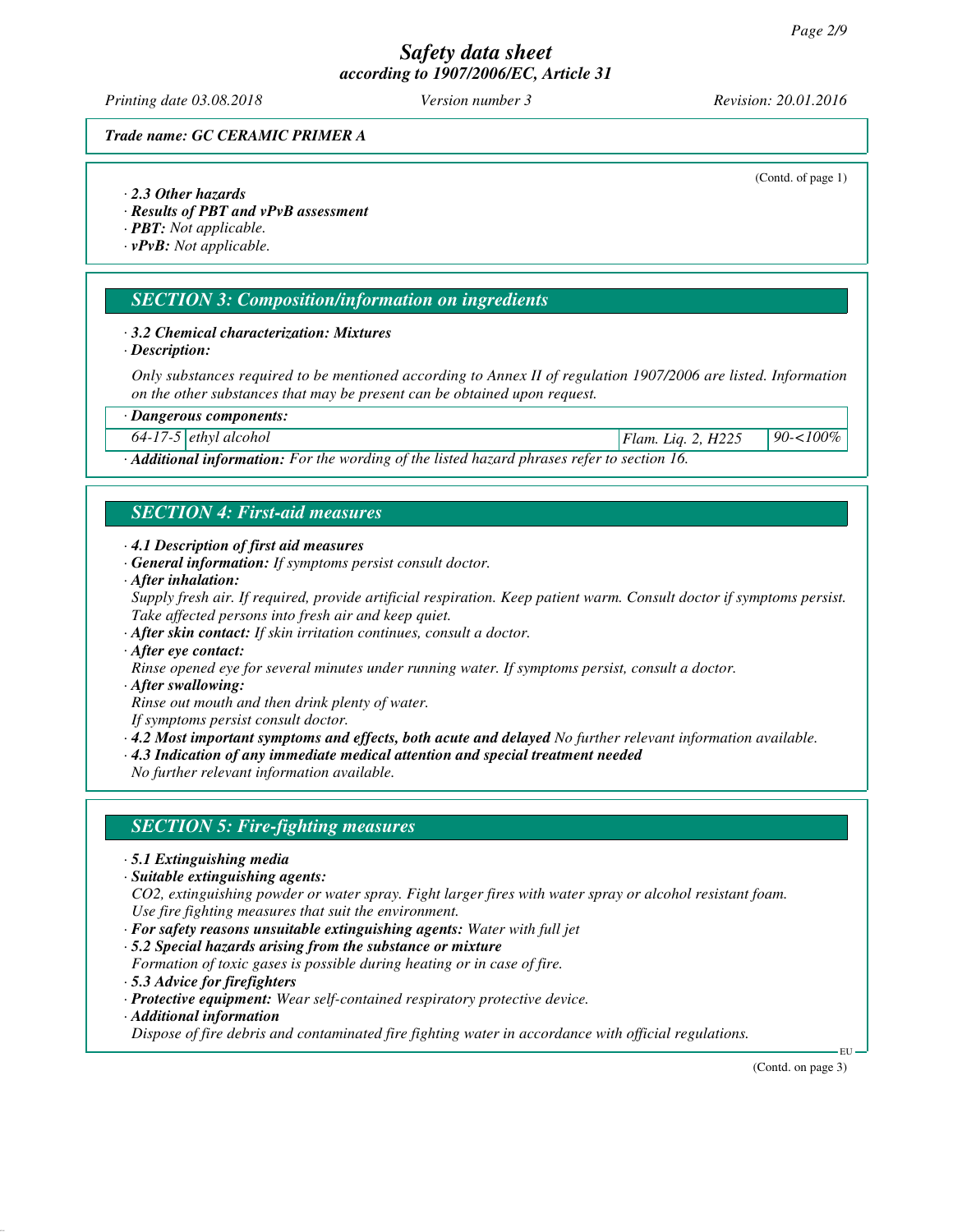*Trade name: GC CERAMIC PRIMER A*

(Contd. of page 1)

· **2.3 Other hazards**
· **Results of PBT and vPvB assessment**
· **PBT:** Not applicable.
· **vPvB:** Not applicable.

## SECTION 3: Composition/information on ingredients

· **3.2 Chemical characterization: Mixtures**
· **Description:**

Only substances required to be mentioned according to Annex II of regulation 1907/2006 are listed. Information on the other substances that may be present can be obtained upon request.

| · **Dangerous components:** | | | |
|---|---|---|---|
| 64-17-5 | ethyl alcohol | Flam. Liq. 2, H225 | 90-<100% |

· **Additional information:** For the wording of the listed hazard phrases refer to section 16.

## SECTION 4: First-aid measures

· **4.1 Description of first aid measures**
· **General information:** If symptoms persist consult doctor.
· **After inhalation:**
Supply fresh air. If required, provide artificial respiration. Keep patient warm. Consult doctor if symptoms persist.
Take affected persons into fresh air and keep quiet.
· **After skin contact:** If skin irritation continues, consult a doctor.
· **After eye contact:**
Rinse opened eye for several minutes under running water. If symptoms persist, consult a doctor.
· **After swallowing:**
Rinse out mouth and then drink plenty of water.
If symptoms persist consult doctor.
· **4.2 Most important symptoms and effects, both acute and delayed** No further relevant information available.
· **4.3 Indication of any immediate medical attention and special treatment needed**
No further relevant information available.

## SECTION 5: Fire-fighting measures

· **5.1 Extinguishing media**
· **Suitable extinguishing agents:**
CO2, extinguishing powder or water spray. Fight larger fires with water spray or alcohol resistant foam.
Use fire fighting measures that suit the environment.
· **For safety reasons unsuitable extinguishing agents:** Water with full jet
· **5.2 Special hazards arising from the substance or mixture**
Formation of toxic gases is possible during heating or in case of fire.
· **5.3 Advice for firefighters**
· **Protective equipment:** Wear self-contained respiratory protective device.
· **Additional information**
Dispose of fire debris and contaminated fire fighting water in accordance with official regulations.

(Contd. on page 3)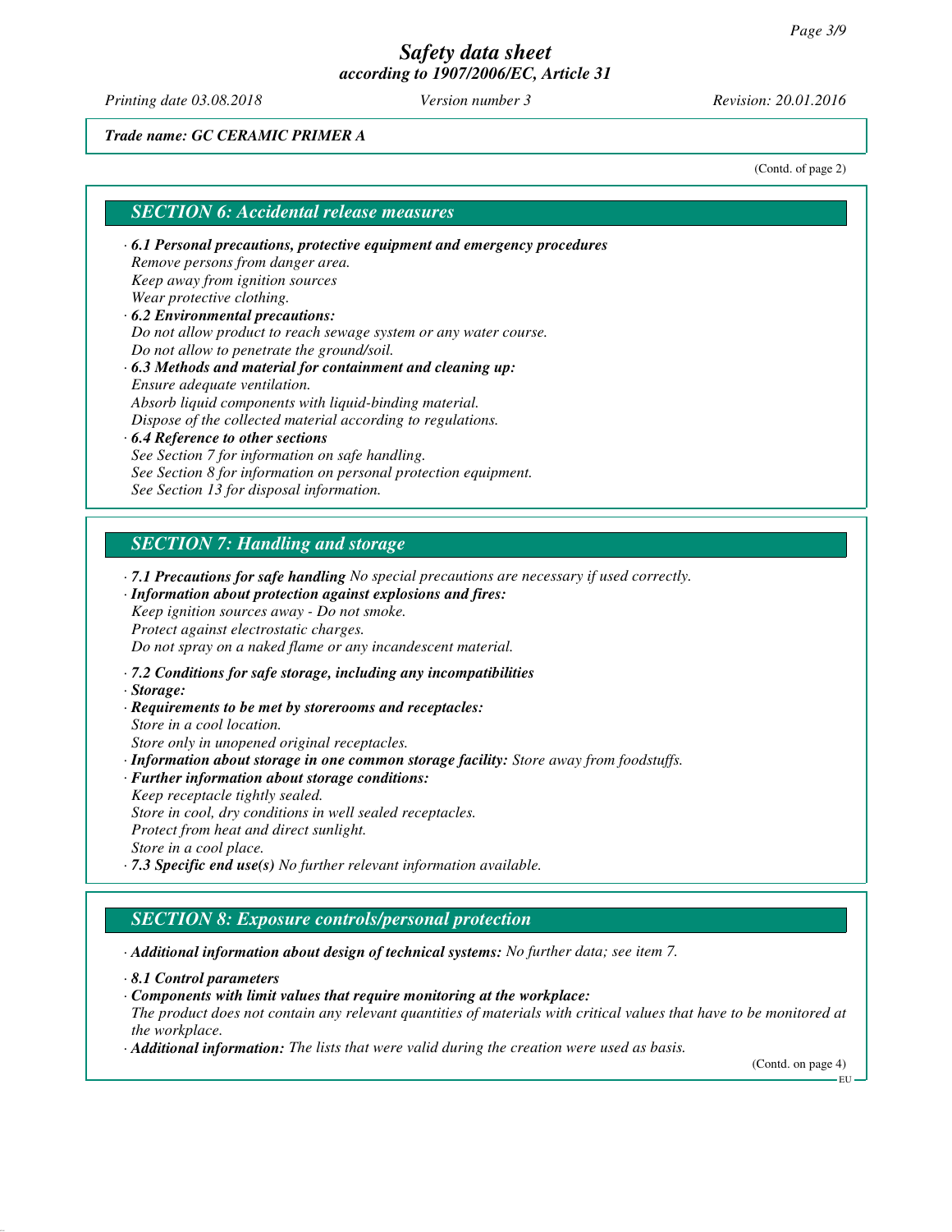Trade name: GC CERAMIC PRIMER A

(Contd. of page 2)

## SECTION 6: Accidental release measures

· **6.1 Personal precautions, protective equipment and emergency procedures**
Remove persons from danger area.
Keep away from ignition sources
Wear protective clothing.

· **6.2 Environmental precautions:**
Do not allow product to reach sewage system or any water course.
Do not allow to penetrate the ground/soil.

· **6.3 Methods and material for containment and cleaning up:**
Ensure adequate ventilation.
Absorb liquid components with liquid-binding material.
Dispose of the collected material according to regulations.

· **6.4 Reference to other sections**
See Section 7 for information on safe handling.
See Section 8 for information on personal protection equipment.
See Section 13 for disposal information.

## SECTION 7: Handling and storage

· **7.1 Precautions for safe handling** No special precautions are necessary if used correctly.

· **Information about protection against explosions and fires:**
Keep ignition sources away - Do not smoke.
Protect against electrostatic charges.
Do not spray on a naked flame or any incandescent material.

· **7.2 Conditions for safe storage, including any incompatibilities**

· **Storage:**

· **Requirements to be met by storerooms and receptacles:**
Store in a cool location.
Store only in unopened original receptacles.

· **Information about storage in one common storage facility:** Store away from foodstuffs.

· **Further information about storage conditions:**
Keep receptacle tightly sealed.
Store in cool, dry conditions in well sealed receptacles.
Protect from heat and direct sunlight.
Store in a cool place.

· **7.3 Specific end use(s)** No further relevant information available.

## SECTION 8: Exposure controls/personal protection

· **Additional information about design of technical systems:** No further data; see item 7.

· **8.1 Control parameters**

· **Components with limit values that require monitoring at the workplace:**
The product does not contain any relevant quantities of materials with critical values that have to be monitored at the workplace.

· **Additional information:** The lists that were valid during the creation were used as basis.

(Contd. on page 4)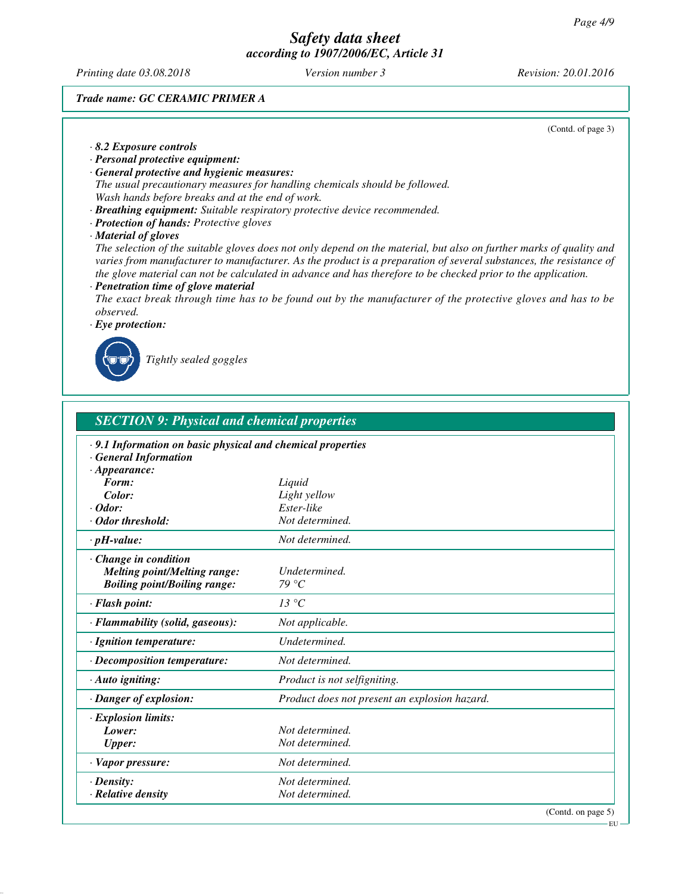*Trade name: GC CERAMIC PRIMER A*

(Contd. of page 3)

· **8.2 Exposure controls**
· **Personal protective equipment:**
· **General protective and hygienic measures:**
The usual precautionary measures for handling chemicals should be followed.
Wash hands before breaks and at the end of work.
· **Breathing equipment:** Suitable respiratory protective device recommended.
· **Protection of hands:** Protective gloves
· **Material of gloves**
The selection of the suitable gloves does not only depend on the material, but also on further marks of quality and varies from manufacturer to manufacturer. As the product is a preparation of several substances, the resistance of the glove material can not be calculated in advance and has therefore to be checked prior to the application.
· **Penetration time of glove material**
The exact break through time has to be found out by the manufacturer of the protective gloves and has to be observed.
· **Eye protection:**

Tightly sealed goggles

## SECTION 9: Physical and chemical properties

· **9.1 Information on basic physical and chemical properties**
· **General Information**

| | |
|---|---|
| · **Appearance:** | |
| **Form:** | Liquid |
| **Color:** | Light yellow |
| · **Odor:** | Ester-like |
| · **Odor threshold:** | Not determined. |
| · **pH-value:** | Not determined. |
| · **Change in condition** | |
| **Melting point/Melting range:** | Undetermined. |
| **Boiling point/Boiling range:** | 79 °C |
| · **Flash point:** | 13 °C |
| · **Flammability (solid, gaseous):** | Not applicable. |
| · **Ignition temperature:** | Undetermined. |
| · **Decomposition temperature:** | Not determined. |
| · **Auto igniting:** | Product is not selfigniting. |
| · **Danger of explosion:** | Product does not present an explosion hazard. |
| · **Explosion limits:** | |
| **Lower:** | Not determined. |
| **Upper:** | Not determined. |
| · **Vapor pressure:** | Not determined. |
| · **Density:** | Not determined. |
| · **Relative density** | Not determined. |

(Contd. on page 5)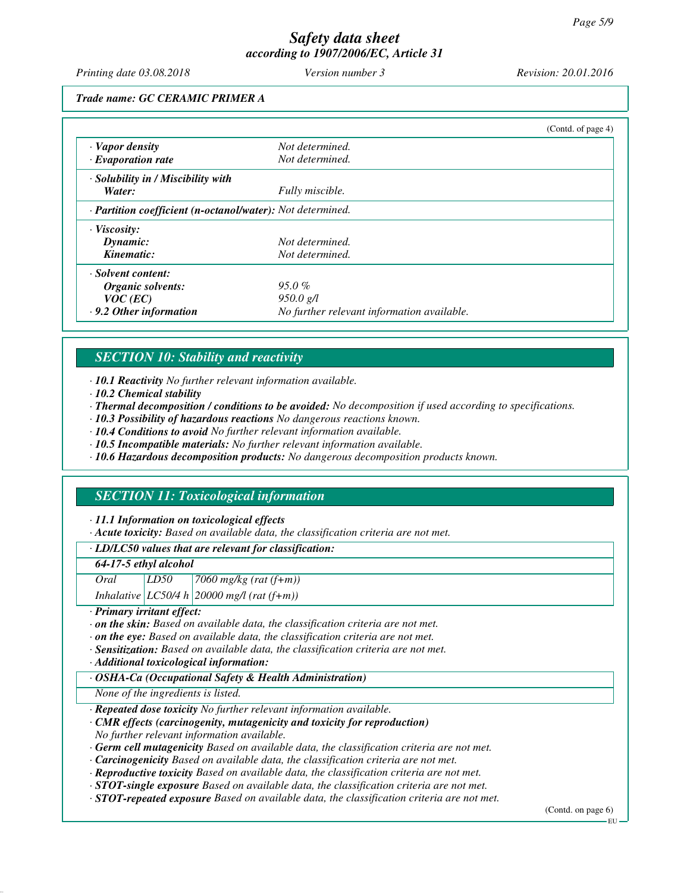**Trade name: GC CERAMIC PRIMER A**

(Contd. of page 4)

| | |
|---|---|
| · **Vapor density** | Not determined. |
| · **Evaporation rate** | Not determined. |
| · **Solubility in / Miscibility with** | |
| **Water:** | Fully miscible. |
| · **Partition coefficient (n-octanol/water):** | Not determined. |
| · **Viscosity:** | |
| **Dynamic:** | Not determined. |
| **Kinematic:** | Not determined. |
| · **Solvent content:** | |
| **Organic solvents:** | 95.0 % |
| **VOC (EC)** | 950.0 g/l |
| · **9.2 Other information** | No further relevant information available. |

## SECTION 10: Stability and reactivity

- · **10.1 Reactivity** No further relevant information available.
- · **10.2 Chemical stability**
- · **Thermal decomposition / conditions to be avoided:** No decomposition if used according to specifications.
- · **10.3 Possibility of hazardous reactions** No dangerous reactions known.
- · **10.4 Conditions to avoid** No further relevant information available.
- · **10.5 Incompatible materials:** No further relevant information available.
- · **10.6 Hazardous decomposition products:** No dangerous decomposition products known.

## SECTION 11: Toxicological information

- · **11.1 Information on toxicological effects**
- · **Acute toxicity:** Based on available data, the classification criteria are not met.

**· LD/LC50 values that are relevant for classification:**

| **64-17-5 ethyl alcohol** | | |
|---|---|---|
| Oral | LD50 | 7060 mg/kg (rat (f+m)) |
| Inhalative | LC50/4 h | 20000 mg/l (rat (f+m)) |

- · **Primary irritant effect:**
- · **on the skin:** Based on available data, the classification criteria are not met.
- · **on the eye:** Based on available data, the classification criteria are not met.
- · **Sensitization:** Based on available data, the classification criteria are not met.
- · **Additional toxicological information:**

**· OSHA-Ca (Occupational Safety & Health Administration)**

None of the ingredients is listed.

- · **Repeated dose toxicity** No further relevant information available.
- · **CMR effects (carcinogenity, mutagenicity and toxicity for reproduction)**
  No further relevant information available.
- · **Germ cell mutagenicity** Based on available data, the classification criteria are not met.
- · **Carcinogenicity** Based on available data, the classification criteria are not met.
- · **Reproductive toxicity** Based on available data, the classification criteria are not met.
- · **STOT-single exposure** Based on available data, the classification criteria are not met.
- · **STOT-repeated exposure** Based on available data, the classification criteria are not met.

(Contd. on page 6)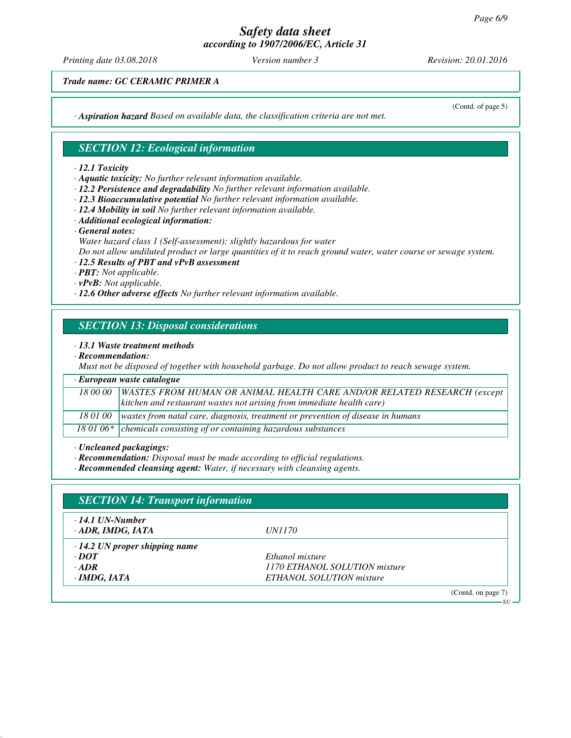*Trade name: GC CERAMIC PRIMER A*

(Contd. of page 5)

· ***Aspiration hazard*** *Based on available data, the classification criteria are not met.*

## *SECTION 12: Ecological information*

· ***12.1 Toxicity***
· ***Aquatic toxicity:*** *No further relevant information available.*
· ***12.2 Persistence and degradability*** *No further relevant information available.*
· ***12.3 Bioaccumulative potential*** *No further relevant information available.*
· ***12.4 Mobility in soil*** *No further relevant information available.*
· ***Additional ecological information:***
· ***General notes:***
*Water hazard class 1 (Self-assessment): slightly hazardous for water*
*Do not allow undiluted product or large quantities of it to reach ground water, water course or sewage system.*
· ***12.5 Results of PBT and vPvB assessment***
· ***PBT:*** *Not applicable.*
· ***vPvB:*** *Not applicable.*
· ***12.6 Other adverse effects*** *No further relevant information available.*

## *SECTION 13: Disposal considerations*

· ***13.1 Waste treatment methods***
· ***Recommendation:***
*Must not be disposed of together with household garbage. Do not allow product to reach sewage system.*

| · ***European waste catalogue*** | |
|---|---|
| *18 00 00* | *WASTES FROM HUMAN OR ANIMAL HEALTH CARE AND/OR RELATED RESEARCH (except kitchen and restaurant wastes not arising from immediate health care)* |
| *18 01 00* | *wastes from natal care, diagnosis, treatment or prevention of disease in humans* |
| *18 01 06** | *chemicals consisting of or containing hazardous substances* |

· ***Uncleaned packagings:***
· ***Recommendation:*** *Disposal must be made according to official regulations.*
· ***Recommended cleansing agent:*** *Water, if necessary with cleansing agents.*

## *SECTION 14: Transport information*

| | |
|---|---|
| · ***14.1 UN-Number*** | |
| · ***ADR, IMDG, IATA*** | *UN1170* |
| · ***14.2 UN proper shipping name*** | |
| · ***DOT*** | *Ethanol mixture* |
| · ***ADR*** | *1170 ETHANOL SOLUTION mixture* |
| · ***IMDG, IATA*** | *ETHANOL SOLUTION mixture* |

(Contd. on page 7)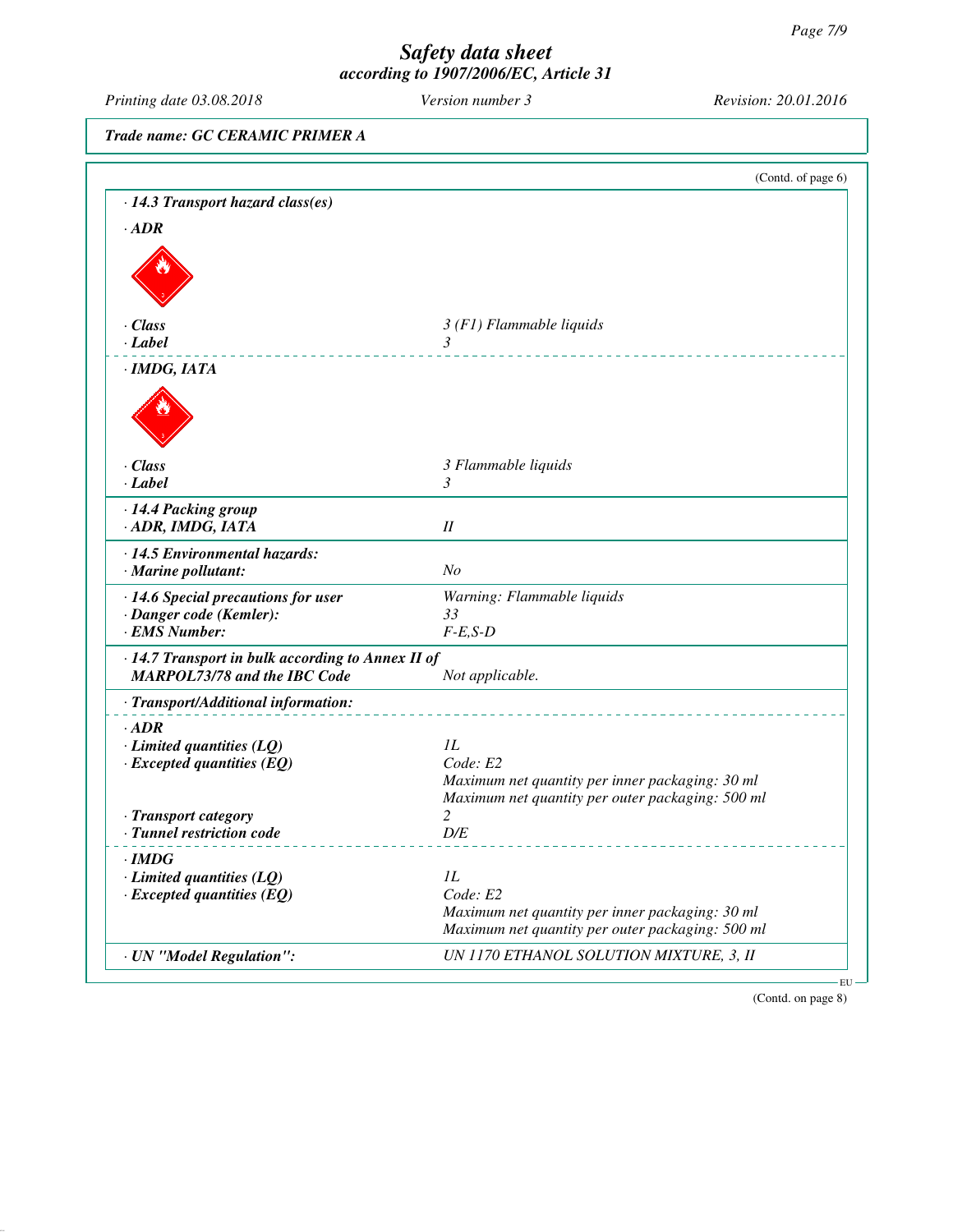# Safety data sheet
## according to 1907/2006/EC, Article 31

Printing date 03.08.2018 | Version number 3 | Revision: 20.01.2016

**Trade name: GC CERAMIC PRIMER A**

(Contd. of page 6)

**· 14.3 Transport hazard class(es)**

**· ADR**

| | |
|---|---|
| **· Class** | *3 (F1) Flammable liquids* |
| **· Label** | *3* |

**· IMDG, IATA**

| | |
|---|---|
| **· Class** | *3 Flammable liquids* |
| **· Label** | *3* |

**· 14.4 Packing group**

| | |
|---|---|
| **· ADR, IMDG, IATA** | *II* |

**· 14.5 Environmental hazards:**

| | |
|---|---|
| **· Marine pollutant:** | *No* |

| | |
|---|---|
| **· 14.6 Special precautions for user** | *Warning: Flammable liquids* |
| **· Danger code (Kemler):** | *33* |
| **· EMS Number:** | *F-E,S-D* |

| | |
|---|---|
| **· 14.7 Transport in bulk according to Annex II of MARPOL73/78 and the IBC Code** | *Not applicable.* |

**· Transport/Additional information:**

**· ADR**

| | |
|---|---|
| **· Limited quantities (LQ)** | *1L* |
| **· Excepted quantities (EQ)** | *Code: E2*<br>*Maximum net quantity per inner packaging: 30 ml*<br>*Maximum net quantity per outer packaging: 500 ml* |
| **· Transport category** | *2* |
| **· Tunnel restriction code** | *D/E* |

**· IMDG**

| | |
|---|---|
| **· Limited quantities (LQ)** | *1L* |
| **· Excepted quantities (EQ)** | *Code: E2*<br>*Maximum net quantity per inner packaging: 30 ml*<br>*Maximum net quantity per outer packaging: 500 ml* |

| | |
|---|---|
| **· UN "Model Regulation":** | *UN 1170 ETHANOL SOLUTION MIXTURE, 3, II* |

(Contd. on page 8)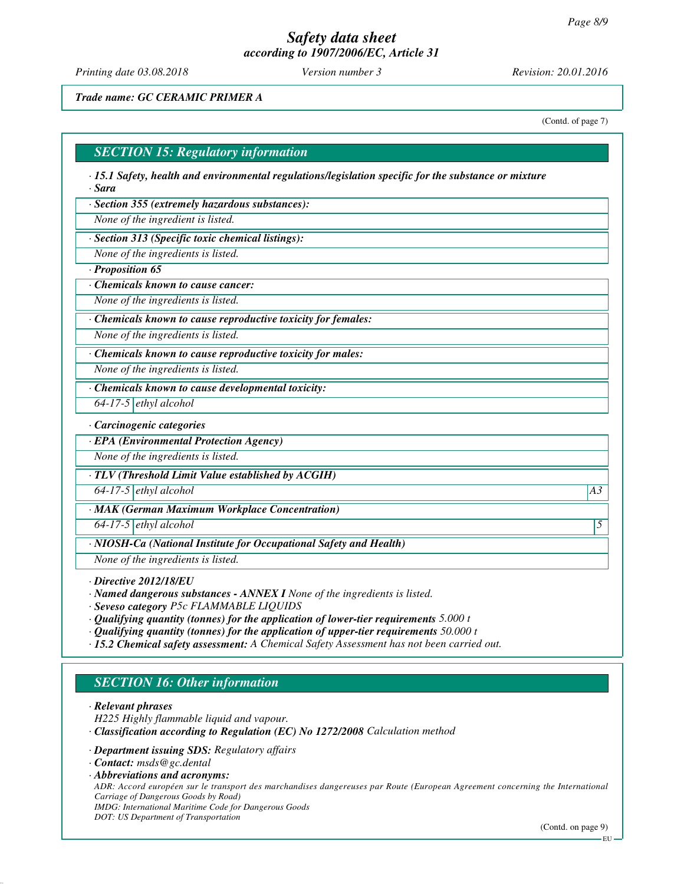*Trade name: GC CERAMIC PRIMER A*

(Contd. of page 7)

## SECTION 15: Regulatory information

· **15.1 Safety, health and environmental regulations/legislation specific for the substance or mixture**
· **Sara**

· **Section 355 (extremely hazardous substances):**

None of the ingredient is listed.

· **Section 313 (Specific toxic chemical listings):**

None of the ingredients is listed.

· **Proposition 65**

· **Chemicals known to cause cancer:**

None of the ingredients is listed.

· **Chemicals known to cause reproductive toxicity for females:**

None of the ingredients is listed.

· **Chemicals known to cause reproductive toxicity for males:**

None of the ingredients is listed.

· **Chemicals known to cause developmental toxicity:**

| 64-17-5 | ethyl alcohol |
|---|---|

· **Carcinogenic categories**

· **EPA (Environmental Protection Agency)**

None of the ingredients is listed.

· **TLV (Threshold Limit Value established by ACGIH)**

| 64-17-5 | ethyl alcohol | A3 |
|---|---|---|

· **MAK (German Maximum Workplace Concentration)**

| 64-17-5 | ethyl alcohol | 5 |
|---|---|---|

· **NIOSH-Ca (National Institute for Occupational Safety and Health)**

None of the ingredients is listed.

· **Directive 2012/18/EU**
· **Named dangerous substances - ANNEX I** None of the ingredients is listed.
· **Seveso category** P5c FLAMMABLE LIQUIDS
· **Qualifying quantity (tonnes) for the application of lower-tier requirements** 5.000 t
· **Qualifying quantity (tonnes) for the application of upper-tier requirements** 50.000 t
· **15.2 Chemical safety assessment:** A Chemical Safety Assessment has not been carried out.

## SECTION 16: Other information

· **Relevant phrases**
H225 Highly flammable liquid and vapour.
· **Classification according to Regulation (EC) No 1272/2008** Calculation method

· **Department issuing SDS:** Regulatory affairs
· **Contact:** msds@gc.dental
· **Abbreviations and acronyms:**
ADR: Accord européen sur le transport des marchandises dangereuses par Route (European Agreement concerning the International Carriage of Dangerous Goods by Road)
IMDG: International Maritime Code for Dangerous Goods
DOT: US Department of Transportation

(Contd. on page 9)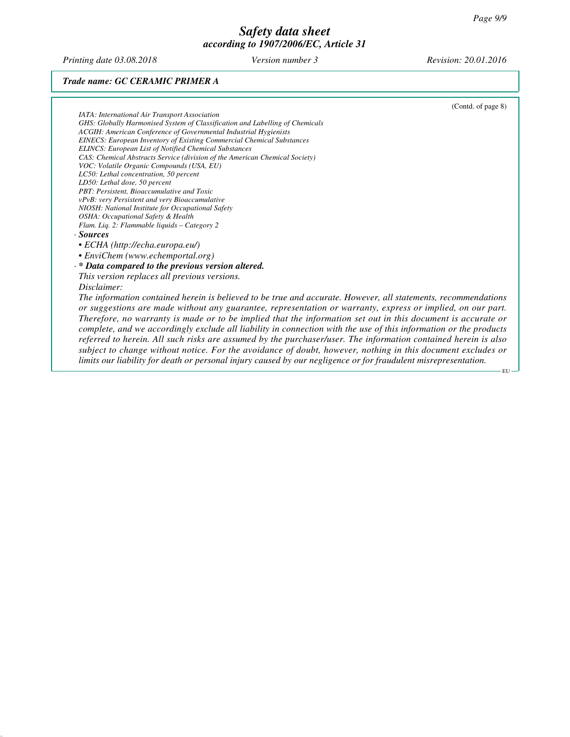(Contd. of page 8)

*IATA: International Air Transport Association*
*GHS: Globally Harmonised System of Classification and Labelling of Chemicals*
*ACGIH: American Conference of Governmental Industrial Hygienists*
*EINECS: European Inventory of Existing Commercial Chemical Substances*
*ELINCS: European List of Notified Chemical Substances*
*CAS: Chemical Abstracts Service (division of the American Chemical Society)*
*VOC: Volatile Organic Compounds (USA, EU)*
*LC50: Lethal concentration, 50 percent*
*LD50: Lethal dose, 50 percent*
*PBT: Persistent, Bioaccumulative and Toxic*
*vPvB: very Persistent and very Bioaccumulative*
*NIOSH: National Institute for Occupational Safety*
*OSHA: Occupational Safety & Health*
*Flam. Liq. 2: Flammable liquids – Category 2*

· ***Sources***

- *ECHA (http://echa.europa.eu/)*
- *EnviChem (www.echemportal.org)*

· ***\* Data compared to the previous version altered.***

*This version replaces all previous versions.*

*Disclaimer:*

*The information contained herein is believed to be true and accurate. However, all statements, recommendations or suggestions are made without any guarantee, representation or warranty, express or implied, on our part. Therefore, no warranty is made or to be implied that the information set out in this document is accurate or complete, and we accordingly exclude all liability in connection with the use of this information or the products referred to herein. All such risks are assumed by the purchaser/user. The information contained herein is also subject to change without notice. For the avoidance of doubt, however, nothing in this document excludes or limits our liability for death or personal injury caused by our negligence or for fraudulent misrepresentation.*

EU